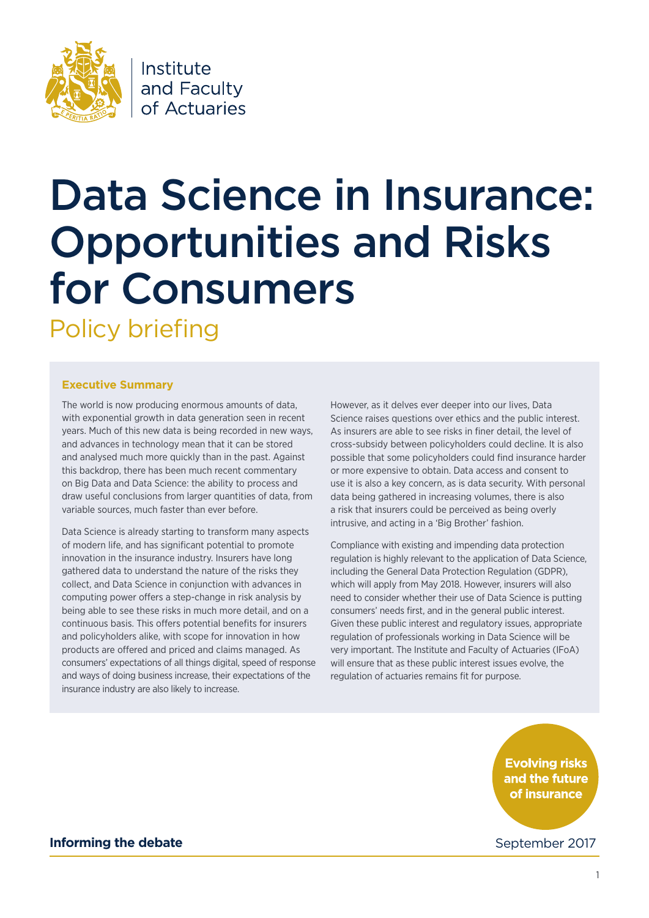Institute and Faculty of Actuaries

# Data Science in Insurance: Opportunities and Risks for Consumers

## Policy briefing

### Executive Summary

The world is now producing enormous amounts of data, with exponential growth in data generation seen in recent years. Much of this new data is being recorded in new ways, and advances in technology mean that it can be stored and analysed much more quickly than in the past. Against this backdrop, there has been much recent commentary on Big Data and Data Science: the ability to process and draw useful conclusions from larger quantities of data, from variable sources, much faster than ever before.

Data Science is already starting to transform many aspects of modern life, and has significant potential to promote innovation in the insurance industry. Insurers have long gathered data to understand the nature of the risks they collect, and Data Science in conjunction with advances in computing power offers a step-change in risk analysis by being able to see these risks in much more detail, and on a continuous basis. This offers potential benefits for insurers and policyholders alike, with scope for innovation in how products are offered and priced and claims managed. As consumers' expectations of all things digital, speed of response and ways of doing business increase, their expectations of the insurance industry are also likely to increase.

However, as it delves ever deeper into our lives, Data Science raises questions over ethics and the public interest. As insurers are able to see risks in finer detail, the level of cross-subsidy between policyholders could decline. It is also possible that some policyholders could find insurance harder or more expensive to obtain. Data access and consent to use it is also a key concern, as is data security. With personal data being gathered in increasing volumes, there is also a risk that insurers could be perceived as being overly intrusive, and acting in a 'Big Brother' fashion.

Compliance with existing and impending data protection regulation is highly relevant to the application of Data Science, including the General Data Protection Regulation (GDPR), which will apply from May 2018. However, insurers will also need to consider whether their use of Data Science is putting consumers' needs first, and in the general public interest. Given these public interest and regulatory issues, appropriate regulation of professionals working in Data Science will be very important. The Institute and Faculty of Actuaries (IFoA) will ensure that as these public interest issues evolve, the regulation of actuaries remains fit for purpose.

**Evolving risks and the future of insurance**

**Informing the debate**

September 2017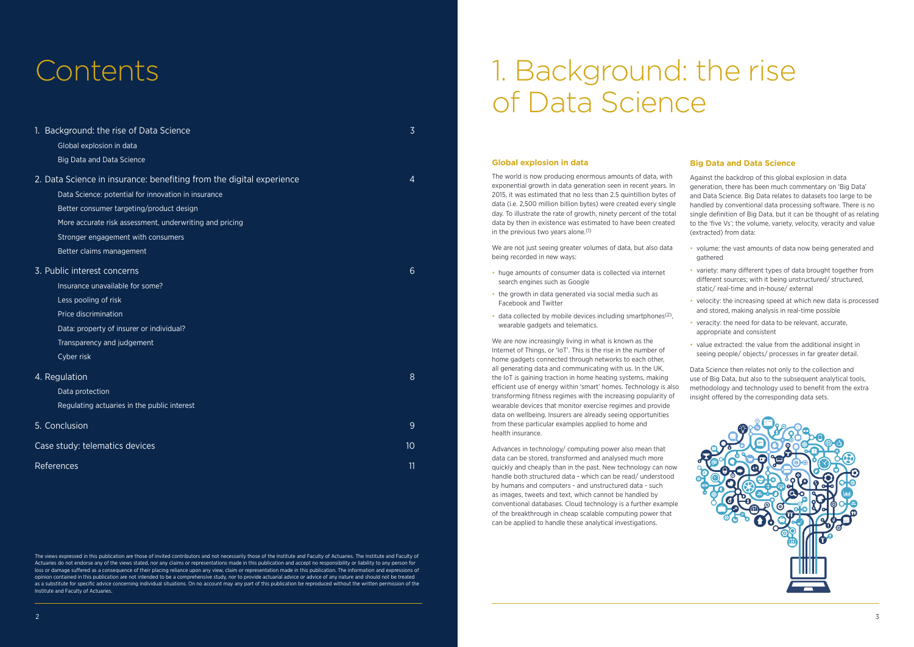# Contents

| | |
|---|---|
| 1. Background: the rise of Data Science | 3 |
| Global explosion in data | |
| Big Data and Data Science | |
| 2. Data Science in insurance: benefiting from the digital experience | 4 |
| Data Science: potential for innovation in insurance | |
| Better consumer targeting/product design | |
| More accurate risk assessment, underwriting and pricing | |
| Stronger engagement with consumers | |
| Better claims management | |
| 3. Public interest concerns | 6 |
| Insurance unavailable for some? | |
| Less pooling of risk | |
| Price discrimination | |
| Data: property of insurer or individual? | |
| Transparency and judgement | |
| Cyber risk | |
| 4. Regulation | 8 |
| Data protection | |
| Regulating actuaries in the public interest | |
| 5. Conclusion | 9 |
| Case study: telematics devices | 10 |
| References | 11 |

The views expressed in this publication are those of invited contributors and not necessarily those of the Institute and Faculty of Actuaries. The Institute and Faculty of Actuaries do not endorse any of the views stated, nor any claims or representations made in this publication and accept no responsibility or liability to any person for loss or damage suffered as a consequence of their placing reliance upon any view, claim or representation made in this publication. The information and expressions of opinion contained in this publication are not intended to be a comprehensive study, nor to provide actuarial advice or advice of any nature and should not be treated as a substitute for specific advice concerning individual situations. On no account may any part of this publication be reproduced without the written permission of the Institute and Faculty of Actuaries.

# 1. Background: the rise of Data Science

## Global explosion in data

The world is now producing enormous amounts of data, with exponential growth in data generation seen in recent years. In 2015, it was estimated that no less than 2.5 quintillion bytes of data (i.e. 2,500 million billion bytes) were created every single day. To illustrate the rate of growth, ninety percent of the total data by then in existence was estimated to have been created in the previous two years alone.[1]

We are not just seeing greater volumes of data, but also data being recorded in new ways:

- huge amounts of consumer data is collected via internet search engines such as Google
- the growth in data generated via social media such as Facebook and Twitter
- data collected by mobile devices including smartphones[2], wearable gadgets and telematics.

We are now increasingly living in what is known as the Internet of Things, or 'IoT'. This is the rise in the number of home gadgets connected through networks to each other, all generating data and communicating with us. In the UK, the IoT is gaining traction in home heating systems, making efficient use of energy within 'smart' homes. Technology is also transforming fitness regimes with the increasing popularity of wearable devices that monitor exercise regimes and provide data on wellbeing. Insurers are already seeing opportunities from these particular examples applied to home and health insurance.

Advances in technology/ computing power also mean that data can be stored, transformed and analysed much more quickly and cheaply than in the past. New technology can now handle both structured data - which can be read/ understood by humans and computers - and unstructured data - such as images, tweets and text, which cannot be handled by conventional databases. Cloud technology is a further example of the breakthrough in cheap scalable computing power that can be applied to handle these analytical investigations.

## Big Data and Data Science

Against the backdrop of this global explosion in data generation, there has been much commentary on 'Big Data' and Data Science. Big Data relates to datasets too large to be handled by conventional data processing software. There is no single definition of Big Data, but it can be thought of as relating to the 'five Vs'; the volume, variety, velocity, veracity and value (extracted) from data:

- volume: the vast amounts of data now being generated and gathered
- variety: many different types of data brought together from different sources; with it being unstructured/ structured, static/ real-time and in-house/ external
- velocity: the increasing speed at which new data is processed and stored, making analysis in real-time possible
- veracity: the need for data to be relevant, accurate, appropriate and consistent
- value extracted: the value from the additional insight in seeing people/ objects/ processes in far greater detail.

Data Science then relates not only to the collection and use of Big Data, but also to the subsequent analytical tools, methodology and technology used to benefit from the extra insight offered by the corresponding data sets.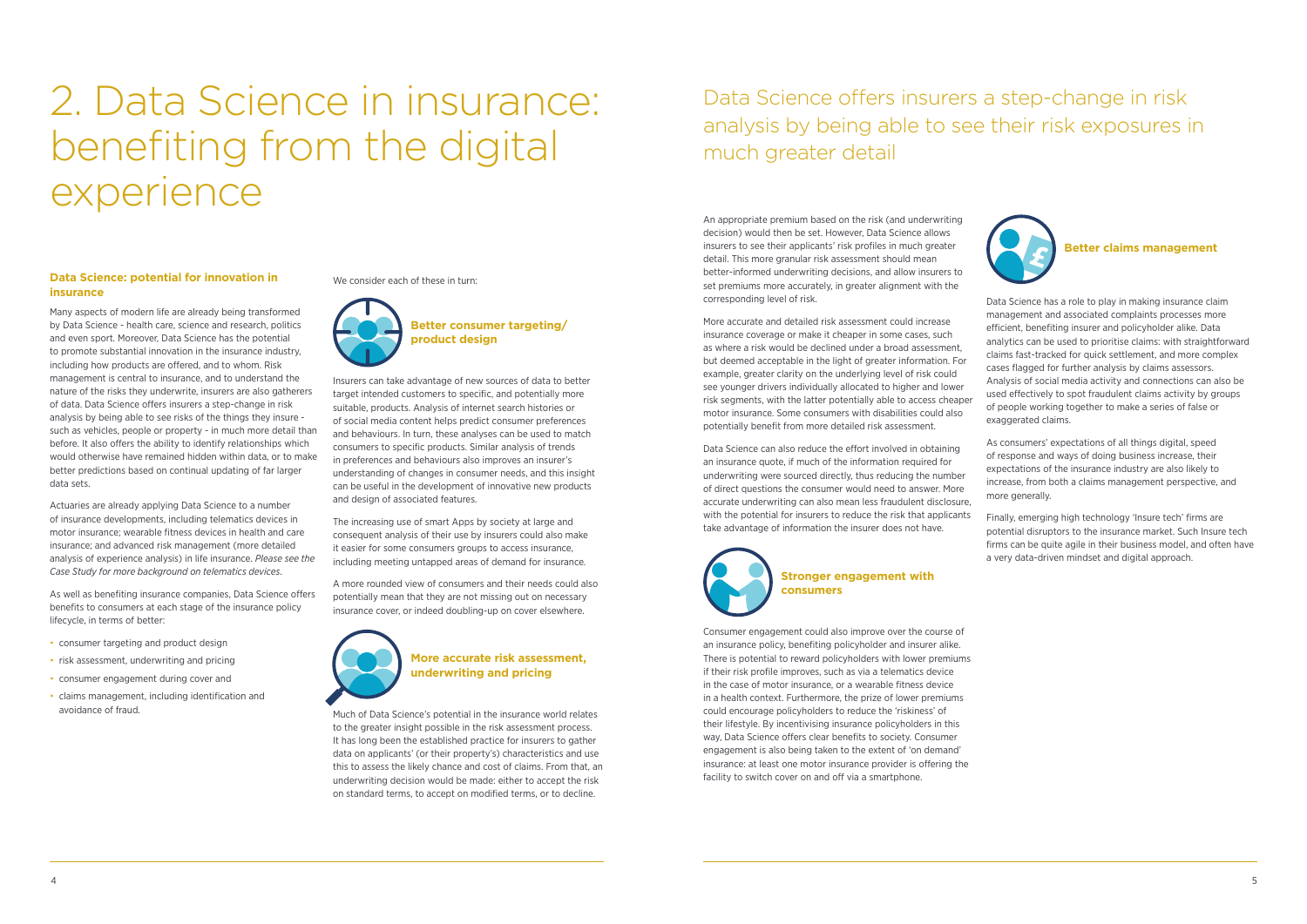# 2. Data Science in insurance: benefiting from the digital experience

### Data Science: potential for innovation in insurance

Many aspects of modern life are already being transformed by Data Science - health care, science and research, politics and even sport. Moreover, Data Science has the potential to promote substantial innovation in the insurance industry, including how products are offered, and to whom. Risk management is central to insurance, and to understand the nature of the risks they underwrite, insurers are also gatherers of data. Data Science offers insurers a step-change in risk analysis by being able to see risks of the things they insure - such as vehicles, people or property - in much more detail than before. It also offers the ability to identify relationships which would otherwise have remained hidden within data, or to make better predictions based on continual updating of far larger data sets.

Actuaries are already applying Data Science to a number of insurance developments, including telematics devices in motor insurance; wearable fitness devices in health and care insurance; and advanced risk management (more detailed analysis of experience analysis) in life insurance. *Please see the Case Study for more background on telematics devices.*

As well as benefiting insurance companies, Data Science offers benefits to consumers at each stage of the insurance policy lifecycle, in terms of better:

- consumer targeting and product design
- risk assessment, underwriting and pricing
- consumer engagement during cover and
- claims management, including identification and avoidance of fraud.

We consider each of these in turn:

### Better consumer targeting/ product design

Insurers can take advantage of new sources of data to better target intended customers to specific, and potentially more suitable, products. Analysis of internet search histories or of social media content helps predict consumer preferences and behaviours. In turn, these analyses can be used to match consumers to specific products. Similar analysis of trends in preferences and behaviours also improves an insurer's understanding of changes in consumer needs, and this insight can be useful in the development of innovative new products and design of associated features.

The increasing use of smart Apps by society at large and consequent analysis of their use by insurers could also make it easier for some consumers groups to access insurance, including meeting untapped areas of demand for insurance.

A more rounded view of consumers and their needs could also potentially mean that they are not missing out on necessary insurance cover, or indeed doubling-up on cover elsewhere.

### More accurate risk assessment, underwriting and pricing

Much of Data Science's potential in the insurance world relates to the greater insight possible in the risk assessment process. It has long been the established practice for insurers to gather data on applicants' (or their property's) characteristics and use this to assess the likely chance and cost of claims. From that, an underwriting decision would be made: either to accept the risk on standard terms, to accept on modified terms, or to decline.

## Data Science offers insurers a step-change in risk analysis by being able to see their risk exposures in much greater detail

An appropriate premium based on the risk (and underwriting decision) would then be set. However, Data Science allows insurers to see their applicants' risk profiles in much greater detail. This more granular risk assessment should mean better-informed underwriting decisions, and allow insurers to set premiums more accurately, in greater alignment with the corresponding level of risk.

More accurate and detailed risk assessment could increase insurance coverage or make it cheaper in some cases, such as where a risk would be declined under a broad assessment, but deemed acceptable in the light of greater information. For example, greater clarity on the underlying level of risk could see younger drivers individually allocated to higher and lower risk segments, with the latter potentially able to access cheaper motor insurance. Some consumers with disabilities could also potentially benefit from more detailed risk assessment.

Data Science can also reduce the effort involved in obtaining an insurance quote, if much of the information required for underwriting were sourced directly, thus reducing the number of direct questions the consumer would need to answer. More accurate underwriting can also mean less fraudulent disclosure, with the potential for insurers to reduce the risk that applicants take advantage of information the insurer does not have.

### Stronger engagement with consumers

Consumer engagement could also improve over the course of an insurance policy, benefiting policyholder and insurer alike. There is potential to reward policyholders with lower premiums if their risk profile improves, such as via a telematics device in the case of motor insurance, or a wearable fitness device in a health context. Furthermore, the prize of lower premiums could encourage policyholders to reduce the 'riskiness' of their lifestyle. By incentivising insurance policyholders in this way, Data Science offers clear benefits to society. Consumer engagement is also being taken to the extent of 'on demand' insurance: at least one motor insurance provider is offering the facility to switch cover on and off via a smartphone.

### Better claims management

Data Science has a role to play in making insurance claim management and associated complaints processes more efficient, benefiting insurer and policyholder alike. Data analytics can be used to prioritise claims: with straightforward claims fast-tracked for quick settlement, and more complex cases flagged for further analysis by claims assessors. Analysis of social media activity and connections can also be used effectively to spot fraudulent claims activity by groups of people working together to make a series of false or exaggerated claims.

As consumers' expectations of all things digital, speed of response and ways of doing business increase, their expectations of the insurance industry are also likely to increase, from both a claims management perspective, and more generally.

Finally, emerging high technology 'Insure tech' firms are potential disruptors to the insurance market. Such Insure tech firms can be quite agile in their business model, and often have a very data-driven mindset and digital approach.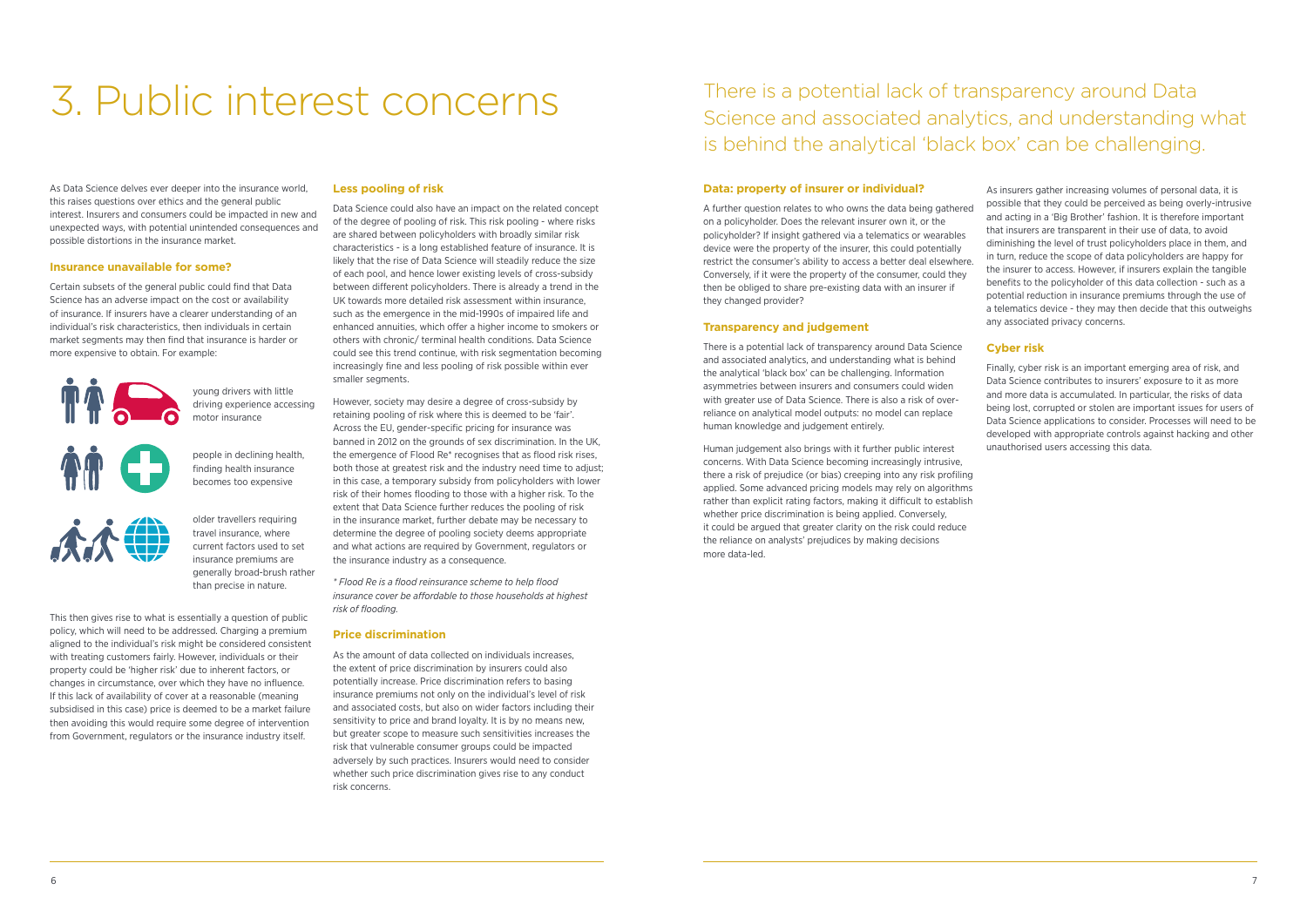# 3. Public interest concerns

As Data Science delves ever deeper into the insurance world, this raises questions over ethics and the general public interest. Insurers and consumers could be impacted in new and unexpected ways, with potential unintended consequences and possible distortions in the insurance market.

### Insurance unavailable for some?

Certain subsets of the general public could find that Data Science has an adverse impact on the cost or availability of insurance. If insurers have a clearer understanding of an individual's risk characteristics, then individuals in certain market segments may then find that insurance is harder or more expensive to obtain. For example:

- young drivers with little driving experience accessing motor insurance
- people in declining health, finding health insurance becomes too expensive
- older travellers requiring travel insurance, where current factors used to set insurance premiums are generally broad-brush rather than precise in nature.

This then gives rise to what is essentially a question of public policy, which will need to be addressed. Charging a premium aligned to the individual's risk might be considered consistent with treating customers fairly. However, individuals or their property could be 'higher risk' due to inherent factors, or changes in circumstance, over which they have no influence. If this lack of availability of cover at a reasonable (meaning subsidised in this case) price is deemed to be a market failure then avoiding this would require some degree of intervention from Government, regulators or the insurance industry itself.

### Less pooling of risk

Data Science could also have an impact on the related concept of the degree of pooling of risk. This risk pooling - where risks are shared between policyholders with broadly similar risk characteristics - is a long established feature of insurance. It is likely that the rise of Data Science will steadily reduce the size of each pool, and hence lower existing levels of cross-subsidy between different policyholders. There is already a trend in the UK towards more detailed risk assessment within insurance, such as the emergence in the mid-1990s of impaired life and enhanced annuities, which offer a higher income to smokers or others with chronic/ terminal health conditions. Data Science could see this trend continue, with risk segmentation becoming increasingly fine and less pooling of risk possible within ever smaller segments.

However, society may desire a degree of cross-subsidy by retaining pooling of risk where this is deemed to be 'fair'. Across the EU, gender-specific pricing for insurance was banned in 2012 on the grounds of sex discrimination. In the UK, the emergence of Flood Re* recognises that as flood risk rises, both those at greatest risk and the industry need time to adjust; in this case, a temporary subsidy from policyholders with lower risk of their homes flooding to those with a higher risk. To the extent that Data Science further reduces the pooling of risk in the insurance market, further debate may be necessary to determine the degree of pooling society deems appropriate and what actions are required by Government, regulators or the insurance industry as a consequence.

*\* Flood Re is a flood reinsurance scheme to help flood insurance cover be affordable to those households at highest risk of flooding.*

### Price discrimination

As the amount of data collected on individuals increases, the extent of price discrimination by insurers could also potentially increase. Price discrimination refers to basing insurance premiums not only on the individual's level of risk and associated costs, but also on wider factors including their sensitivity to price and brand loyalty. It is by no means new, but greater scope to measure such sensitivities increases the risk that vulnerable consumer groups could be impacted adversely by such practices. Insurers would need to consider whether such price discrimination gives rise to any conduct risk concerns.

There is a potential lack of transparency around Data Science and associated analytics, and understanding what is behind the analytical 'black box' can be challenging.

### Data: property of insurer or individual?

A further question relates to who owns the data being gathered on a policyholder. Does the relevant insurer own it, or the policyholder? If insight gathered via a telematics or wearables device were the property of the insurer, this could potentially restrict the consumer's ability to access a better deal elsewhere. Conversely, if it were the property of the consumer, could they then be obliged to share pre-existing data with an insurer if they changed provider?

### Transparency and judgement

There is a potential lack of transparency around Data Science and associated analytics, and understanding what is behind the analytical 'black box' can be challenging. Information asymmetries between insurers and consumers could widen with greater use of Data Science. There is also a risk of over-reliance on analytical model outputs: no model can replace human knowledge and judgement entirely.

Human judgement also brings with it further public interest concerns. With Data Science becoming increasingly intrusive, there a risk of prejudice (or bias) creeping into any risk profiling applied. Some advanced pricing models may rely on algorithms rather than explicit rating factors, making it difficult to establish whether price discrimination is being applied. Conversely, it could be argued that greater clarity on the risk could reduce the reliance on analysts' prejudices by making decisions more data-led.

As insurers gather increasing volumes of personal data, it is possible that they could be perceived as being overly-intrusive and acting in a 'Big Brother' fashion. It is therefore important that insurers are transparent in their use of data, to avoid diminishing the level of trust policyholders place in them, and in turn, reduce the scope of data policyholders are happy for the insurer to access. However, if insurers explain the tangible benefits to the policyholder of this data collection - such as a potential reduction in insurance premiums through the use of a telematics device - they may then decide that this outweighs any associated privacy concerns.

### Cyber risk

Finally, cyber risk is an important emerging area of risk, and Data Science contributes to insurers' exposure to it as more and more data is accumulated. In particular, the risks of data being lost, corrupted or stolen are important issues for users of Data Science applications to consider. Processes will need to be developed with appropriate controls against hacking and other unauthorised users accessing this data.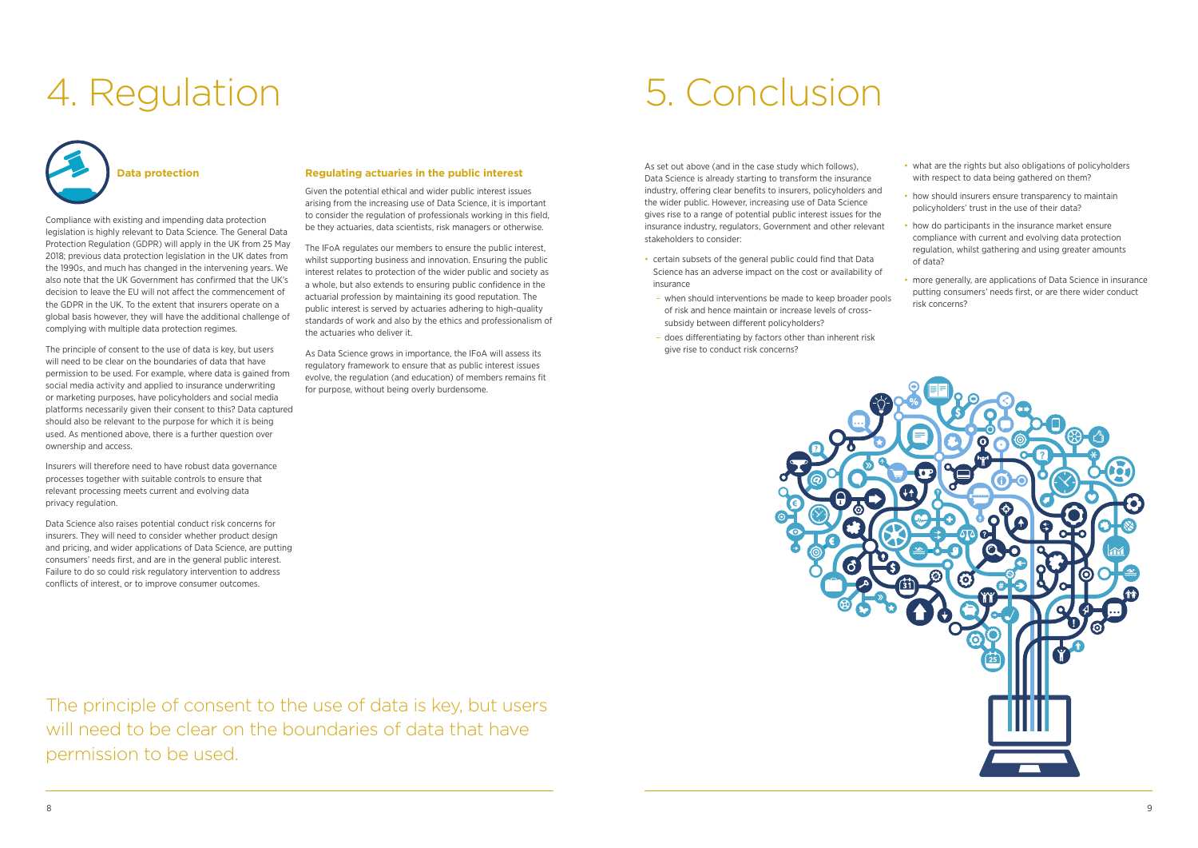# 4. Regulation

### Data protection

Compliance with existing and impending data protection legislation is highly relevant to Data Science. The General Data Protection Regulation (GDPR) will apply in the UK from 25 May 2018; previous data protection legislation in the UK dates from the 1990s, and much has changed in the intervening years. We also note that the UK Government has confirmed that the UK's decision to leave the EU will not affect the commencement of the GDPR in the UK. To the extent that insurers operate on a global basis however, they will have the additional challenge of complying with multiple data protection regimes.

The principle of consent to the use of data is key, but users will need to be clear on the boundaries of data that have permission to be used. For example, where data is gained from social media activity and applied to insurance underwriting or marketing purposes, have policyholders and social media platforms necessarily given their consent to this? Data captured should also be relevant to the purpose for which it is being used. As mentioned above, there is a further question over ownership and access.

Insurers will therefore need to have robust data governance processes together with suitable controls to ensure that relevant processing meets current and evolving data privacy regulation.

Data Science also raises potential conduct risk concerns for insurers. They will need to consider whether product design and pricing, and wider applications of Data Science, are putting consumers' needs first, and are in the general public interest. Failure to do so could risk regulatory intervention to address conflicts of interest, or to improve consumer outcomes.

### Regulating actuaries in the public interest

Given the potential ethical and wider public interest issues arising from the increasing use of Data Science, it is important to consider the regulation of professionals working in this field, be they actuaries, data scientists, risk managers or otherwise.

The IFoA regulates our members to ensure the public interest, whilst supporting business and innovation. Ensuring the public interest relates to protection of the wider public and society as a whole, but also extends to ensuring public confidence in the actuarial profession by maintaining its good reputation. The public interest is served by actuaries adhering to high-quality standards of work and also by the ethics and professionalism of the actuaries who deliver it.

As Data Science grows in importance, the IFoA will assess its regulatory framework to ensure that as public interest issues evolve, the regulation (and education) of members remains fit for purpose, without being overly burdensome.

The principle of consent to the use of data is key, but users will need to be clear on the boundaries of data that have permission to be used.

# 5. Conclusion

As set out above (and in the case study which follows), Data Science is already starting to transform the insurance industry, offering clear benefits to insurers, policyholders and the wider public. However, increasing use of Data Science gives rise to a range of potential public interest issues for the insurance industry, regulators, Government and other relevant stakeholders to consider:

- certain subsets of the general public could find that Data Science has an adverse impact on the cost or availability of insurance
  - when should interventions be made to keep broader pools of risk and hence maintain or increase levels of cross-subsidy between different policyholders?
  - does differentiating by factors other than inherent risk give rise to conduct risk concerns?
- what are the rights but also obligations of policyholders with respect to data being gathered on them?
- how should insurers ensure transparency to maintain policyholders' trust in the use of their data?
- how do participants in the insurance market ensure compliance with current and evolving data protection regulation, whilst gathering and using greater amounts of data?
- more generally, are applications of Data Science in insurance putting consumers' needs first, or are there wider conduct risk concerns?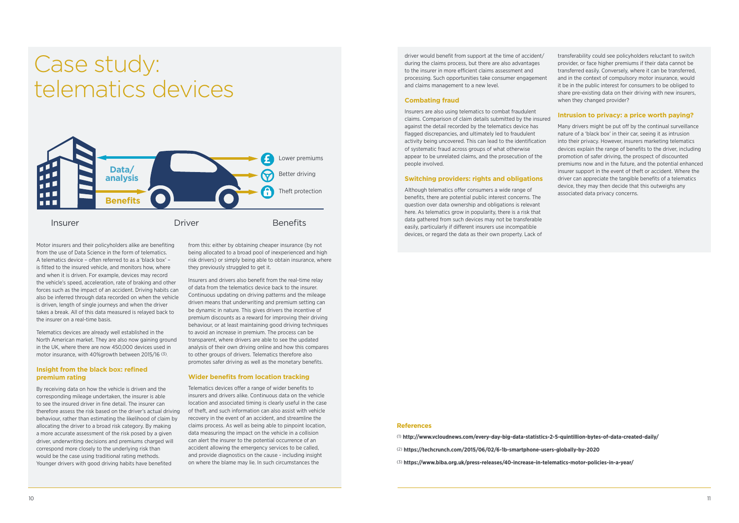# Case study: telematics devices

Insurer | Driver | Benefits

Data/analysis — Benefits — Lower premiums — Better driving — Theft protection

Motor insurers and their policyholders alike are benefiting from the use of Data Science in the form of telematics. A telematics device – often referred to as a 'black box' – is fitted to the insured vehicle, and monitors how, where and when it is driven. For example, devices may record the vehicle's speed, acceleration, rate of braking and other forces such as the impact of an accident. Driving habits can also be inferred through data recorded on when the vehicle is driven, length of single journeys and when the driver takes a break. All of this data measured is relayed back to the insurer on a real-time basis.

Telematics devices are already well established in the North American market. They are also now gaining ground in the UK, where there are now 450,000 devices used in motor insurance, with 40%growth between 2015/16 [3].

### Insight from the black box: refined premium rating

By receiving data on how the vehicle is driven and the corresponding mileage undertaken, the insurer is able to see the insured driver in fine detail. The insurer can therefore assess the risk based on the driver's actual driving behaviour, rather than estimating the likelihood of claim by allocating the driver to a broad risk category. By making a more accurate assessment of the risk posed by a given driver, underwriting decisions and premiums charged will correspond more closely to the underlying risk than would be the case using traditional rating methods. Younger drivers with good driving habits have benefited from this: either by obtaining cheaper insurance (by not being allocated to a broad pool of inexperienced and high risk drivers) or simply being able to obtain insurance, where they previously struggled to get it.

Insurers and drivers also benefit from the real-time relay of data from the telematics device back to the insurer. Continuous updating on driving patterns and the mileage driven means that underwriting and premium setting can be dynamic in nature. This gives drivers the incentive of premium discounts as a reward for improving their driving behaviour, or at least maintaining good driving techniques to avoid an increase in premium. The process can be transparent, where drivers are able to see the updated analysis of their own driving online and how this compares to other groups of drivers. Telematics therefore also promotes safer driving as well as the monetary benefits.

### Wider benefits from location tracking

Telematics devices offer a range of wider benefits to insurers and drivers alike. Continuous data on the vehicle location and associated timing is clearly useful in the case of theft, and such information can also assist with vehicle recovery in the event of an accident, and streamline the claims process. As well as being able to pinpoint location, data measuring the impact on the vehicle in a collision can alert the insurer to the potential occurrence of an accident allowing the emergency services to be called, and provide diagnostics on the cause - including insight on where the blame may lie. In such circumstances the driver would benefit from support at the time of accident/during the claims process, but there are also advantages to the insurer in more efficient claims assessment and processing. Such opportunities take consumer engagement and claims management to a new level.

### Combating fraud

Insurers are also using telematics to combat fraudulent claims. Comparison of claim details submitted by the insured against the detail recorded by the telematics device has flagged discrepancies, and ultimately led to fraudulent activity being uncovered. This can lead to the identification of systematic fraud across groups of what otherwise appear to be unrelated claims, and the prosecution of the people involved.

### Switching providers: rights and obligations

Although telematics offer consumers a wide range of benefits, there are potential public interest concerns. The question over data ownership and obligations is relevant here. As telematics grow in popularity, there is a risk that data gathered from such devices may not be transferable easily, particularly if different insurers use incompatible devices, or regard the data as their own property. Lack of transferability could see policyholders reluctant to switch provider, or face higher premiums if their data cannot be transferred easily. Conversely, where it can be transferred, and in the context of compulsory motor insurance, would it be in the public interest for consumers to be obliged to share pre-existing data on their driving with new insurers, when they changed provider?

### Intrusion to privacy: a price worth paying?

Many drivers might be put off by the continual surveillance nature of a 'black box' in their car, seeing it as intrusion into their privacy. However, insurers marketing telematics devices explain the range of benefits to the driver, including promotion of safer driving, the prospect of discounted premiums now and in the future, and the potential enhanced insurer support in the event of theft or accident. Where the driver can appreciate the tangible benefits of a telematics device, they may then decide that this outweighs any associated data privacy concerns.

### References

(1) **http://www.vcloudnews.com/every-day-big-data-statistics-2-5-quintillion-bytes-of-data-created-daily/**

(2) **https://techcrunch.com/2015/06/02/6-1b-smartphone-users-globally-by-2020**

(3) **https://www.biba.org.uk/press-releases/40-increase-in-telematics-motor-policies-in-a-year/**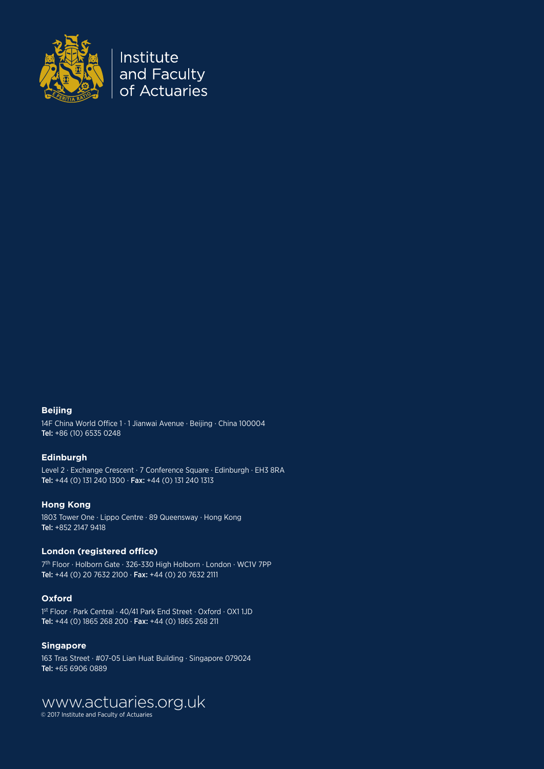Institute
and Faculty
of Actuaries

**Beijing**

14F China World Office 1 · 1 Jianwai Avenue · Beijing · China 100004
**Tel:** +86 (10) 6535 0248

**Edinburgh**

Level 2 · Exchange Crescent · 7 Conference Square · Edinburgh · EH3 8RA
**Tel:** +44 (0) 131 240 1300 · **Fax:** +44 (0) 131 240 1313

**Hong Kong**

1803 Tower One · Lippo Centre · 89 Queensway · Hong Kong
**Tel:** +852 2147 9418

**London (registered office)**

7th Floor · Holborn Gate · 326-330 High Holborn · London · WC1V 7PP
**Tel:** +44 (0) 20 7632 2100 · **Fax:** +44 (0) 20 7632 2111

**Oxford**

1st Floor · Park Central · 40/41 Park End Street · Oxford · OX1 1JD
**Tel:** +44 (0) 1865 268 200 · **Fax:** +44 (0) 1865 268 211

**Singapore**

163 Tras Street · #07-05 Lian Huat Building · Singapore 079024
**Tel:** +65 6906 0889

www.actuaries.org.uk

© 2017 Institute and Faculty of Actuaries